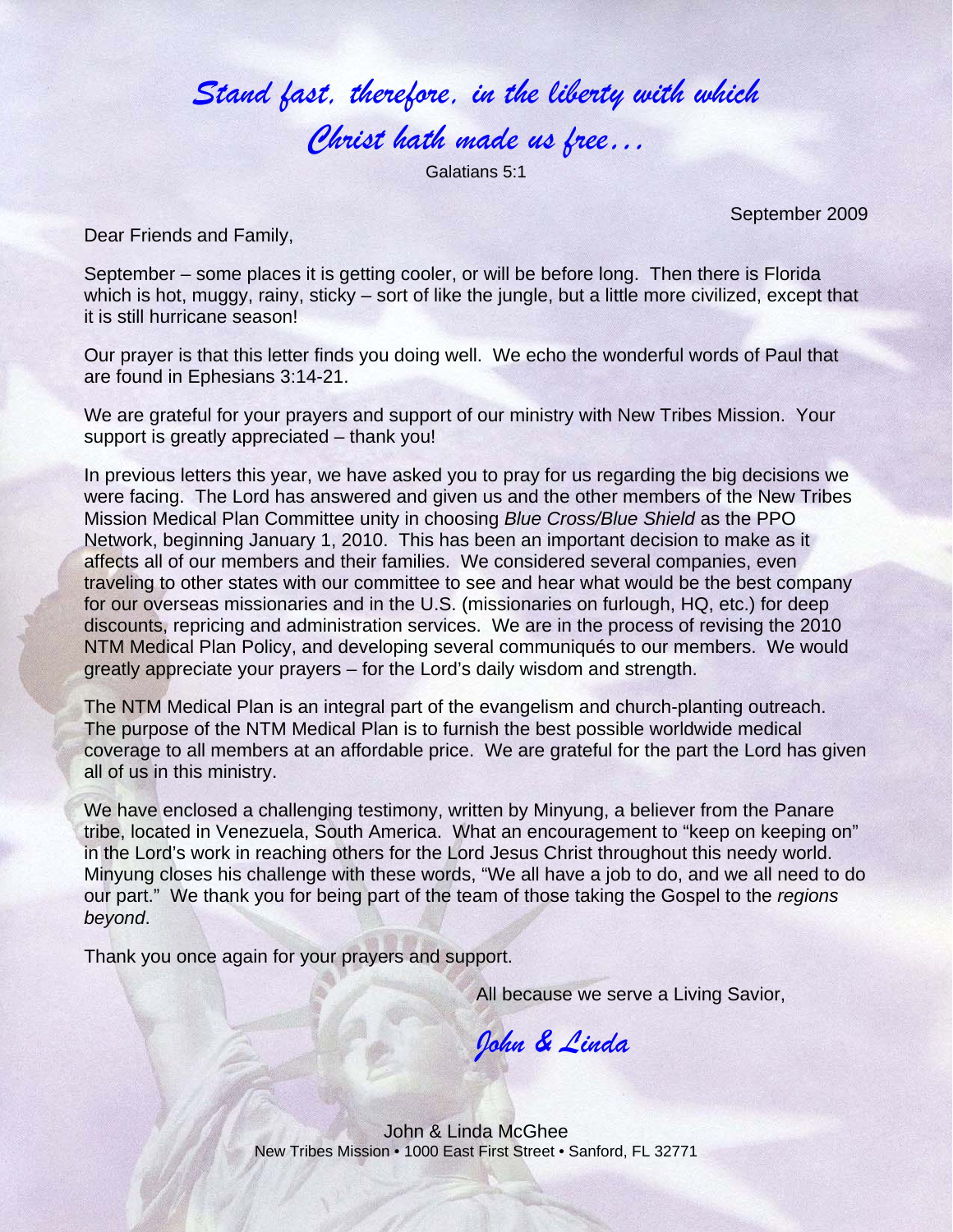*Stand fast, therefore, in the liberty with which Christ hath made us free…*

Galatians 5:1

September 2009

Dear Friends and Family,

September – some places it is getting cooler, or will be before long. Then there is Florida which is hot, muggy, rainy, sticky – sort of like the jungle, but a little more civilized, except that it is still hurricane season!

Our prayer is that this letter finds you doing well. We echo the wonderful words of Paul that are found in Ephesians 3:14-21.

We are grateful for your prayers and support of our ministry with New Tribes Mission. Your support is greatly appreciated – thank you!

In previous letters this year, we have asked you to pray for us regarding the big decisions we were facing. The Lord has answered and given us and the other members of the New Tribes Mission Medical Plan Committee unity in choosing *Blue Cross/Blue Shield* as the PPO Network, beginning January 1, 2010. This has been an important decision to make as it affects all of our members and their families. We considered several companies, even traveling to other states with our committee to see and hear what would be the best company for our overseas missionaries and in the U.S. (missionaries on furlough, HQ, etc.) for deep discounts, repricing and administration services. We are in the process of revising the 2010 NTM Medical Plan Policy, and developing several communiqués to our members. We would greatly appreciate your prayers – for the Lord's daily wisdom and strength.

The NTM Medical Plan is an integral part of the evangelism and church-planting outreach. The purpose of the NTM Medical Plan is to furnish the best possible worldwide medical coverage to all members at an affordable price. We are grateful for the part the Lord has given all of us in this ministry.

We have enclosed a challenging testimony, written by Minyung, a believer from the Panare tribe, located in Venezuela, South America. What an encouragement to "keep on keeping on" in the Lord's work in reaching others for the Lord Jesus Christ throughout this needy world. Minyung closes his challenge with these words, "We all have a job to do, and we all need to do our part." We thank you for being part of the team of those taking the Gospel to the *regions beyond*.

Thank you once again for your prayers and support.

All because we serve a Living Savior,

*John & Linda*

John & Linda McGhee
New Tribes Mission • 1000 East First Street • Sanford, FL 32771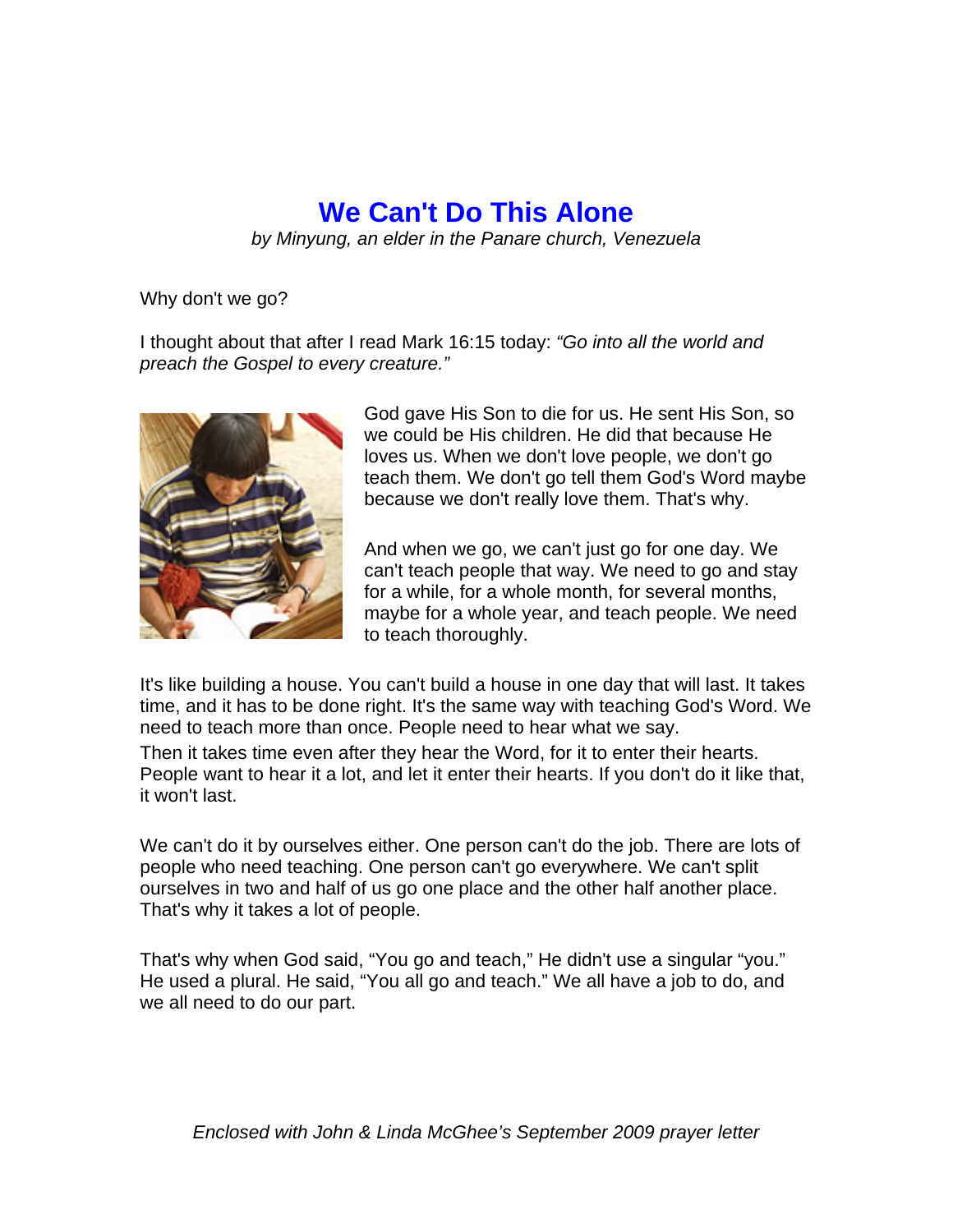# We Can't Do This Alone

*by Minyung, an elder in the Panare church, Venezuela*

Why don't we go?

I thought about that after I read Mark 16:15 today: *"Go into all the world and preach the Gospel to every creature."*

God gave His Son to die for us. He sent His Son, so we could be His children. He did that because He loves us. When we don't love people, we don't go teach them. We don't go tell them God's Word maybe because we don't really love them. That's why.

And when we go, we can't just go for one day. We can't teach people that way. We need to go and stay for a while, for a whole month, for several months, maybe for a whole year, and teach people. We need to teach thoroughly.

It's like building a house. You can't build a house in one day that will last. It takes time, and it has to be done right. It's the same way with teaching God's Word. We need to teach more than once. People need to hear what we say.

Then it takes time even after they hear the Word, for it to enter their hearts. People want to hear it a lot, and let it enter their hearts. If you don't do it like that, it won't last.

We can't do it by ourselves either. One person can't do the job. There are lots of people who need teaching. One person can't go everywhere. We can't split ourselves in two and half of us go one place and the other half another place. That's why it takes a lot of people.

That's why when God said, "You go and teach," He didn't use a singular "you." He used a plural. He said, "You all go and teach." We all have a job to do, and we all need to do our part.

*Enclosed with John & Linda McGhee's September 2009 prayer letter*